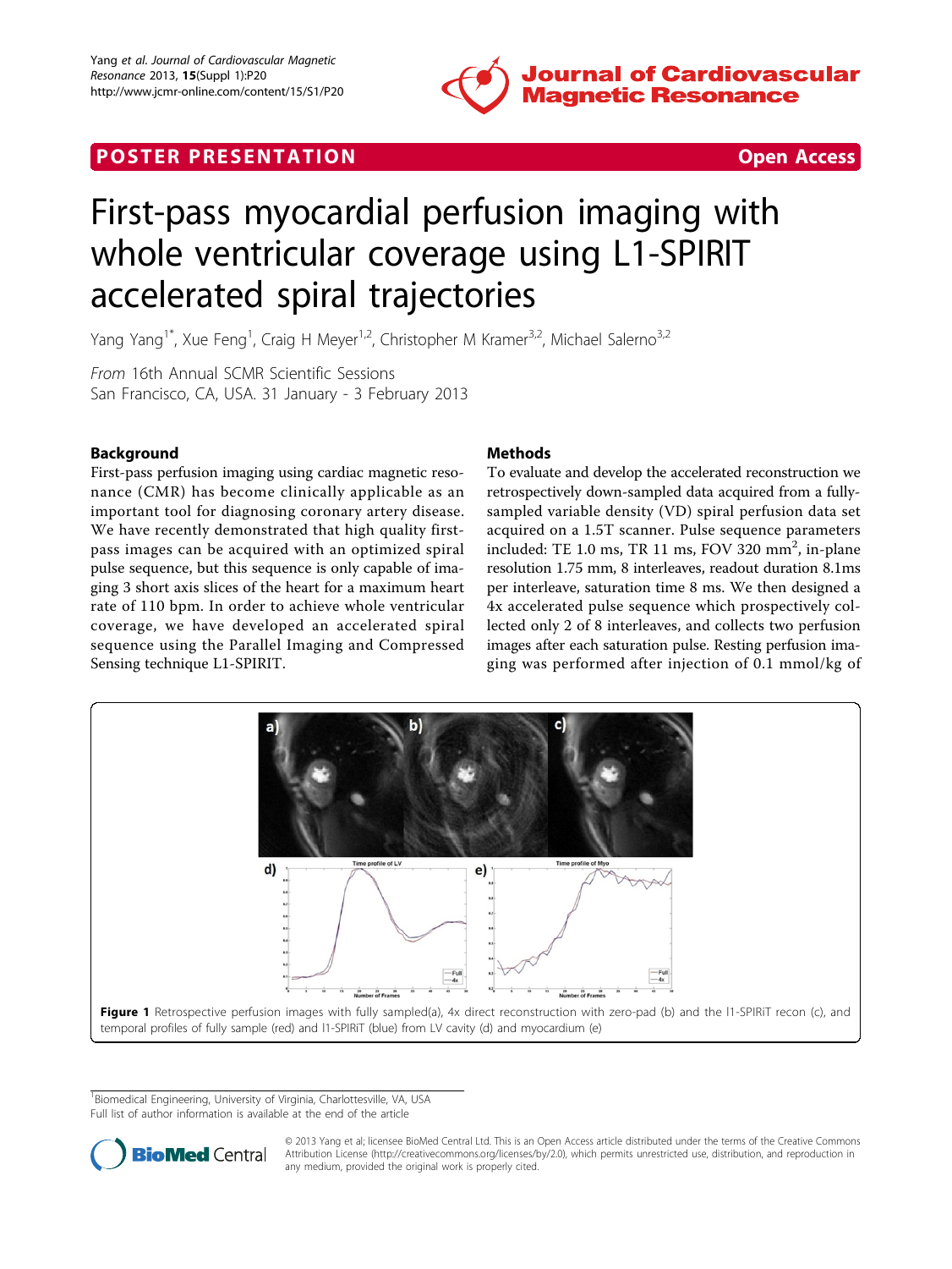POSTER PRESENTATION **Open Access**

# First-pass myocardial perfusion imaging with whole ventricular coverage using L1-SPIRIT accelerated spiral trajectories

Yang Yang[1*], Xue Feng[1], Craig H Meyer[1,2], Christopher M Kramer[3,2], Michael Salerno[3,2]

*From* 16th Annual SCMR Scientific Sessions
San Francisco, CA, USA. 31 January - 3 February 2013

## Background

First-pass perfusion imaging using cardiac magnetic resonance (CMR) has become clinically applicable as an important tool for diagnosing coronary artery disease. We have recently demonstrated that high quality first-pass images can be acquired with an optimized spiral pulse sequence, but this sequence is only capable of imaging 3 short axis slices of the heart for a maximum heart rate of 110 bpm. In order to achieve whole ventricular coverage, we have developed an accelerated spiral sequence using the Parallel Imaging and Compressed Sensing technique L1-SPIRIT.

## Methods

To evaluate and develop the accelerated reconstruction we retrospectively down-sampled data acquired from a fully-sampled variable density (VD) spiral perfusion data set acquired on a 1.5T scanner. Pulse sequence parameters included: TE 1.0 ms, TR 11 ms, FOV 320 $mm^2$, in-plane resolution 1.75 mm, 8 interleaves, readout duration 8.1ms per interleave, saturation time 8 ms. We then designed a 4x accelerated pulse sequence which prospectively collected only 2 of 8 interleaves, and collects two perfusion images after each saturation pulse. Resting perfusion imaging was performed after injection of 0.1 mmol/kg of

**Figure 1** Retrospective perfusion images with fully sampled(a), 4x direct reconstruction with zero-pad (b) and the l1-SPIRiT recon (c), and temporal profiles of fully sample (red) and l1-SPIRiT (blue) from LV cavity (d) and myocardium (e)

[1]Biomedical Engineering, University of Virginia, Charlottesville, VA, USA
Full list of author information is available at the end of the article

© 2013 Yang et al; licensee BioMed Central Ltd. This is an Open Access article distributed under the terms of the Creative Commons Attribution License (http://creativecommons.org/licenses/by/2.0), which permits unrestricted use, distribution, and reproduction in any medium, provided the original work is properly cited.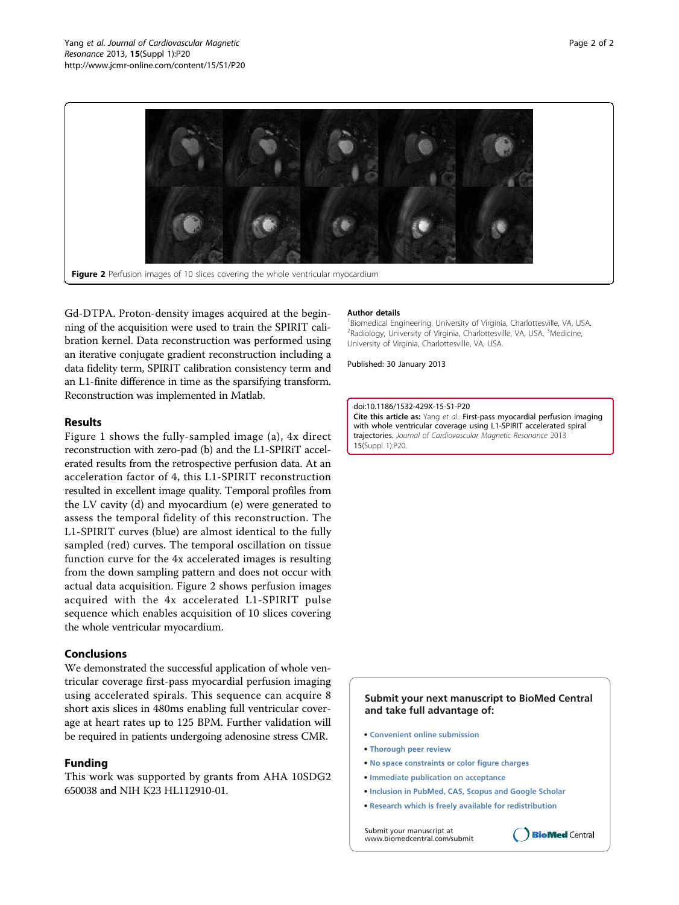Figure 2 Perfusion images of 10 slices covering the whole ventricular myocardium

Gd-DTPA. Proton-density images acquired at the beginning of the acquisition were used to train the SPIRIT calibration kernel. Data reconstruction was performed using an iterative conjugate gradient reconstruction including a data fidelity term, SPIRIT calibration consistency term and an L1-finite difference in time as the sparsifying transform. Reconstruction was implemented in Matlab.

## Results

Figure 1 shows the fully-sampled image (a), 4x direct reconstruction with zero-pad (b) and the L1-SPIRiT accelerated results from the retrospective perfusion data. At an acceleration factor of 4, this L1-SPIRIT reconstruction resulted in excellent image quality. Temporal profiles from the LV cavity (d) and myocardium (e) were generated to assess the temporal fidelity of this reconstruction. The L1-SPIRIT curves (blue) are almost identical to the fully sampled (red) curves. The temporal oscillation on tissue function curve for the 4x accelerated images is resulting from the down sampling pattern and does not occur with actual data acquisition. Figure 2 shows perfusion images acquired with the 4x accelerated L1-SPIRIT pulse sequence which enables acquisition of 10 slices covering the whole ventricular myocardium.

## Conclusions

We demonstrated the successful application of whole ventricular coverage first-pass myocardial perfusion imaging using accelerated spirals. This sequence can acquire 8 short axis slices in 480ms enabling full ventricular coverage at heart rates up to 125 BPM. Further validation will be required in patients undergoing adenosine stress CMR.

## Funding

This work was supported by grants from AHA 10SDG2 650038 and NIH K23 HL112910-01.

**Author details**

[1]Biomedical Engineering, University of Virginia, Charlottesville, VA, USA. [2]Radiology, University of Virginia, Charlottesville, VA, USA. [3]Medicine, University of Virginia, Charlottesville, VA, USA.

Published: 30 January 2013

doi:10.1186/1532-429X-15-S1-P20

**Cite this article as:** Yang *et al.*: First-pass myocardial perfusion imaging with whole ventricular coverage using L1-SPIRIT accelerated spiral trajectories. *Journal of Cardiovascular Magnetic Resonance* 2013 **15**(Suppl 1):P20.